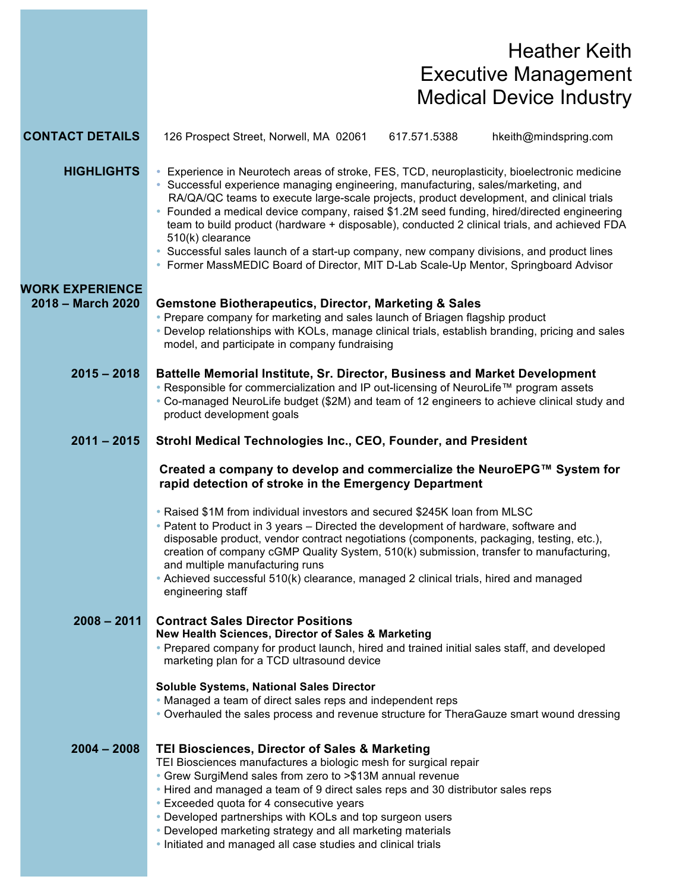# Heather Keith
## Executive Management
## Medical Device Industry

**CONTACT DETAILS**

126 Prospect Street, Norwell, MA 02061 617.571.5388 hkeith@mindspring.com

**HIGHLIGHTS**

- Experience in Neurotech areas of stroke, FES, TCD, neuroplasticity, bioelectronic medicine
- Successful experience managing engineering, manufacturing, sales/marketing, and RA/QA/QC teams to execute large-scale projects, product development, and clinical trials
- Founded a medical device company, raised $1.2M seed funding, hired/directed engineering team to build product (hardware + disposable), conducted 2 clinical trials, and achieved FDA 510(k) clearance
- Successful sales launch of a start-up company, new company divisions, and product lines
- Former MassMEDIC Board of Director, MIT D-Lab Scale-Up Mentor, Springboard Advisor

**WORK EXPERIENCE**

**2018 – March 2020**

**Gemstone Biotherapeutics, Director, Marketing & Sales**
- Prepare company for marketing and sales launch of Briagen flagship product
- Develop relationships with KOLs, manage clinical trials, establish branding, pricing and sales model, and participate in company fundraising

**2015 – 2018**

**Battelle Memorial Institute, Sr. Director, Business and Market Development**
- Responsible for commercialization and IP out-licensing of NeuroLife™ program assets
- Co-managed NeuroLife budget ($2M) and team of 12 engineers to achieve clinical study and product development goals

**2011 – 2015**

**Strohl Medical Technologies Inc., CEO, Founder, and President**

**Created a company to develop and commercialize the NeuroEPG™ System for rapid detection of stroke in the Emergency Department**

- Raised $1M from individual investors and secured $245K loan from MLSC
- Patent to Product in 3 years – Directed the development of hardware, software and disposable product, vendor contract negotiations (components, packaging, testing, etc.), creation of company cGMP Quality System, 510(k) submission, transfer to manufacturing, and multiple manufacturing runs
- Achieved successful 510(k) clearance, managed 2 clinical trials, hired and managed engineering staff

**2008 – 2011**

**Contract Sales Director Positions**

**New Health Sciences, Director of Sales & Marketing**
- Prepared company for product launch, hired and trained initial sales staff, and developed marketing plan for a TCD ultrasound device

**Soluble Systems, National Sales Director**
- Managed a team of direct sales reps and independent reps
- Overhauled the sales process and revenue structure for TheraGauze smart wound dressing

**2004 – 2008**

**TEI Biosciences, Director of Sales & Marketing**

TEI Biosciences manufactures a biologic mesh for surgical repair
- Grew SurgiMend sales from zero to >$13M annual revenue
- Hired and managed a team of 9 direct sales reps and 30 distributor sales reps
- Exceeded quota for 4 consecutive years
- Developed partnerships with KOLs and top surgeon users
- Developed marketing strategy and all marketing materials
- Initiated and managed all case studies and clinical trials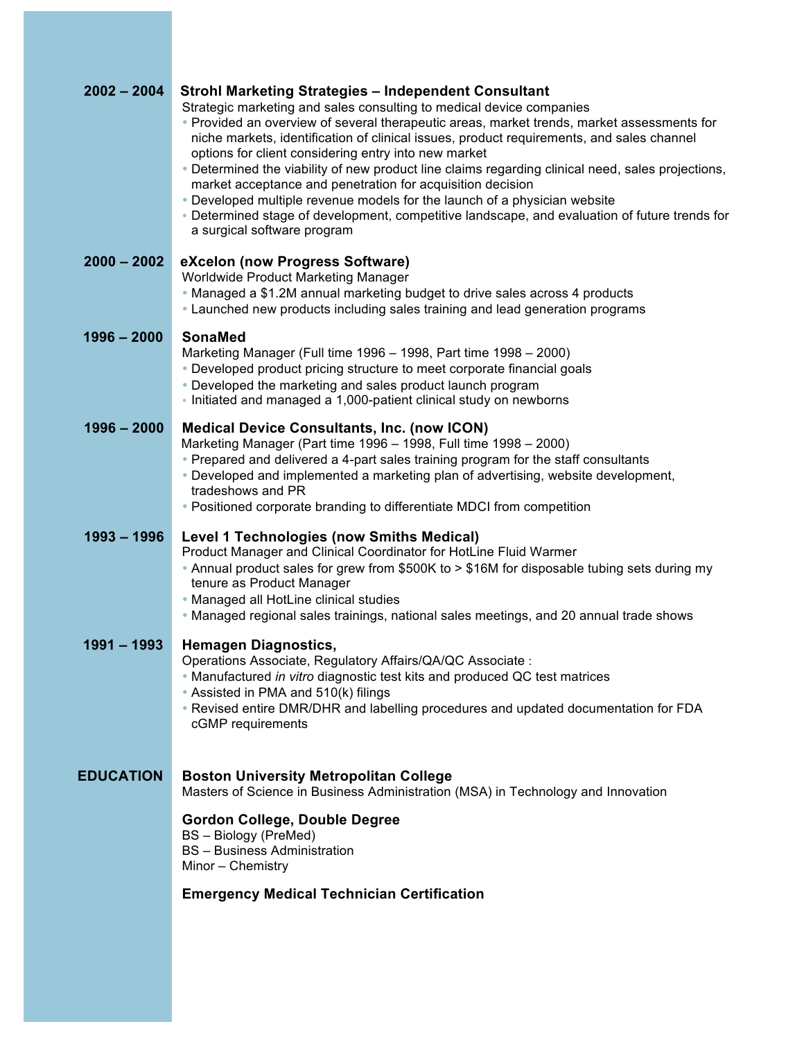**2002 – 2004** **Strohl Marketing Strategies – Independent Consultant**

Strategic marketing and sales consulting to medical device companies

- Provided an overview of several therapeutic areas, market trends, market assessments for niche markets, identification of clinical issues, product requirements, and sales channel options for client considering entry into new market
- Determined the viability of new product line claims regarding clinical need, sales projections, market acceptance and penetration for acquisition decision
- Developed multiple revenue models for the launch of a physician website
- Determined stage of development, competitive landscape, and evaluation of future trends for a surgical software program

**2000 – 2002** **eXcelon (now Progress Software)**

Worldwide Product Marketing Manager

- Managed a $1.2M annual marketing budget to drive sales across 4 products
- Launched new products including sales training and lead generation programs

**1996 – 2000** **SonaMed**

Marketing Manager (Full time 1996 – 1998, Part time 1998 – 2000)

- Developed product pricing structure to meet corporate financial goals
- Developed the marketing and sales product launch program
- Initiated and managed a 1,000-patient clinical study on newborns

**1996 – 2000** **Medical Device Consultants, Inc. (now ICON)**

Marketing Manager (Part time 1996 – 1998, Full time 1998 – 2000)

- Prepared and delivered a 4-part sales training program for the staff consultants
- Developed and implemented a marketing plan of advertising, website development, tradeshows and PR
- Positioned corporate branding to differentiate MDCI from competition

**1993 – 1996** **Level 1 Technologies (now Smiths Medical)**

Product Manager and Clinical Coordinator for HotLine Fluid Warmer

- Annual product sales for grew from $500K to > $16M for disposable tubing sets during my tenure as Product Manager
- Managed all HotLine clinical studies
- Managed regional sales trainings, national sales meetings, and 20 annual trade shows

**1991 – 1993** **Hemagen Diagnostics,**

Operations Associate, Regulatory Affairs/QA/QC Associate :

- Manufactured *in vitro* diagnostic test kits and produced QC test matrices
- Assisted in PMA and 510(k) filings
- Revised entire DMR/DHR and labelling procedures and updated documentation for FDA cGMP requirements

## EDUCATION

**Boston University Metropolitan College**

Masters of Science in Business Administration (MSA) in Technology and Innovation

**Gordon College, Double Degree**

BS – Biology (PreMed)
BS – Business Administration
Minor – Chemistry

**Emergency Medical Technician Certification**